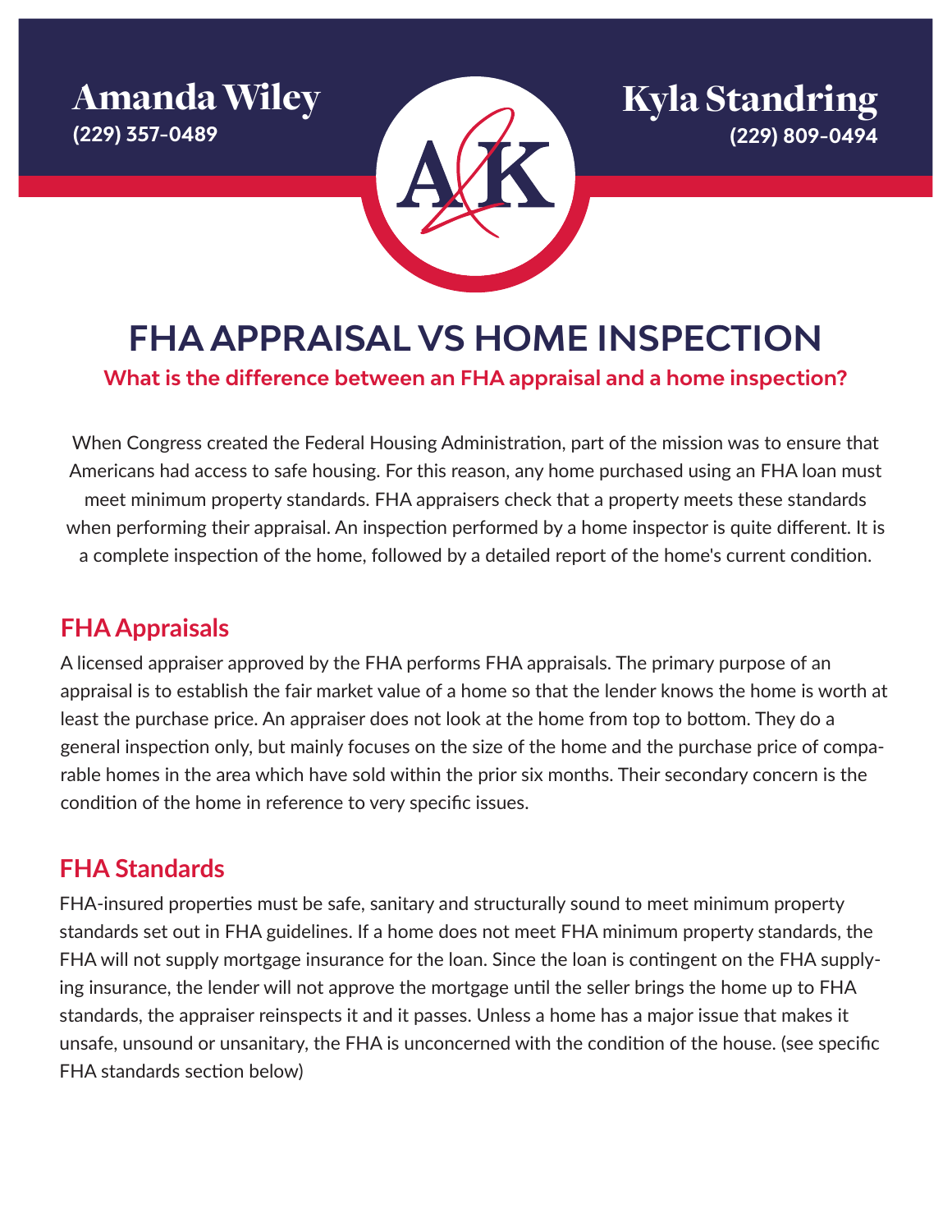**Amanda Wiley**
(229) 357-0489

A&K

**Kyla Standring**
(229) 809-0494

# FHA APPRAISAL VS HOME INSPECTION

**What is the difference between an FHA appraisal and a home inspection?**

When Congress created the Federal Housing Administration, part of the mission was to ensure that Americans had access to safe housing. For this reason, any home purchased using an FHA loan must meet minimum property standards. FHA appraisers check that a property meets these standards when performing their appraisal. An inspection performed by a home inspector is quite different. It is a complete inspection of the home, followed by a detailed report of the home's current condition.

## FHA Appraisals

A licensed appraiser approved by the FHA performs FHA appraisals. The primary purpose of an appraisal is to establish the fair market value of a home so that the lender knows the home is worth at least the purchase price. An appraiser does not look at the home from top to bottom. They do a general inspection only, but mainly focuses on the size of the home and the purchase price of comparable homes in the area which have sold within the prior six months. Their secondary concern is the condition of the home in reference to very specific issues.

## FHA Standards

FHA-insured properties must be safe, sanitary and structurally sound to meet minimum property standards set out in FHA guidelines. If a home does not meet FHA minimum property standards, the FHA will not supply mortgage insurance for the loan. Since the loan is contingent on the FHA supplying insurance, the lender will not approve the mortgage until the seller brings the home up to FHA standards, the appraiser reinspects it and it passes. Unless a home has a major issue that makes it unsafe, unsound or unsanitary, the FHA is unconcerned with the condition of the house. (see specific FHA standards section below)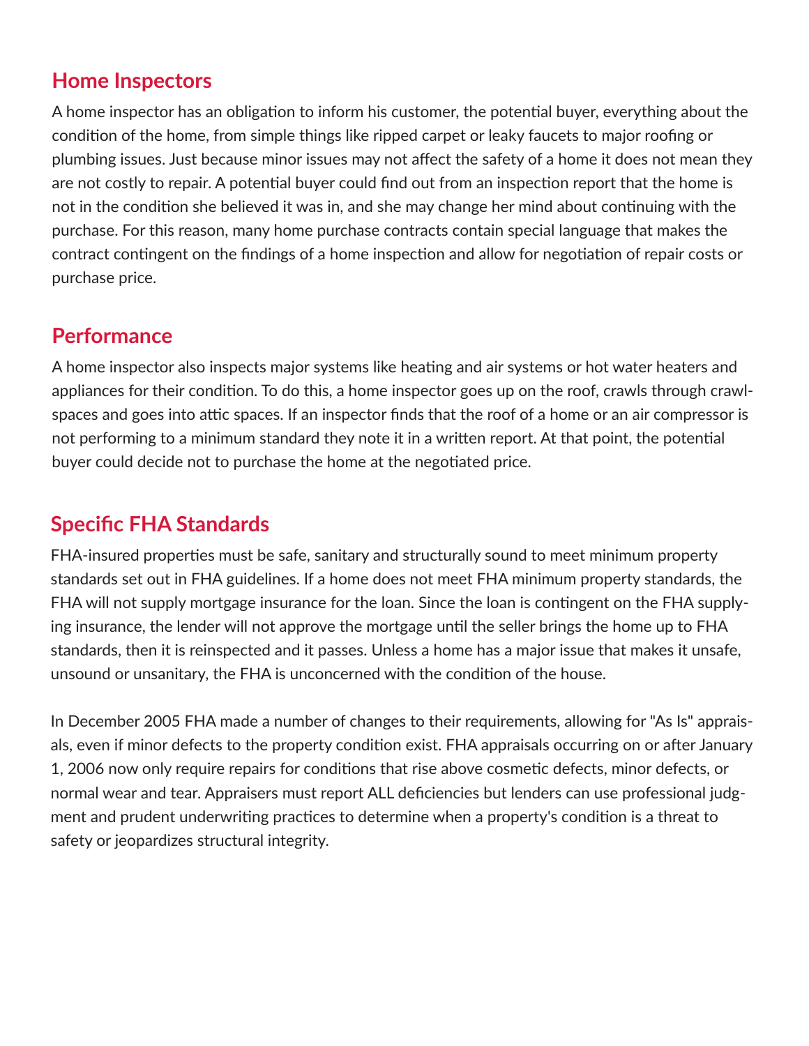## Home Inspectors

A home inspector has an obligation to inform his customer, the potential buyer, everything about the condition of the home, from simple things like ripped carpet or leaky faucets to major roofing or plumbing issues. Just because minor issues may not affect the safety of a home it does not mean they are not costly to repair. A potential buyer could find out from an inspection report that the home is not in the condition she believed it was in, and she may change her mind about continuing with the purchase. For this reason, many home purchase contracts contain special language that makes the contract contingent on the findings of a home inspection and allow for negotiation of repair costs or purchase price.

## Performance

A home inspector also inspects major systems like heating and air systems or hot water heaters and appliances for their condition. To do this, a home inspector goes up on the roof, crawls through crawl-spaces and goes into attic spaces. If an inspector finds that the roof of a home or an air compressor is not performing to a minimum standard they note it in a written report. At that point, the potential buyer could decide not to purchase the home at the negotiated price.

## Specific FHA Standards

FHA-insured properties must be safe, sanitary and structurally sound to meet minimum property standards set out in FHA guidelines. If a home does not meet FHA minimum property standards, the FHA will not supply mortgage insurance for the loan. Since the loan is contingent on the FHA supplying insurance, the lender will not approve the mortgage until the seller brings the home up to FHA standards, then it is reinspected and it passes. Unless a home has a major issue that makes it unsafe, unsound or unsanitary, the FHA is unconcerned with the condition of the house.

In December 2005 FHA made a number of changes to their requirements, allowing for "As Is" appraisals, even if minor defects to the property condition exist. FHA appraisals occurring on or after January 1, 2006 now only require repairs for conditions that rise above cosmetic defects, minor defects, or normal wear and tear. Appraisers must report ALL deficiencies but lenders can use professional judgment and prudent underwriting practices to determine when a property's condition is a threat to safety or jeopardizes structural integrity.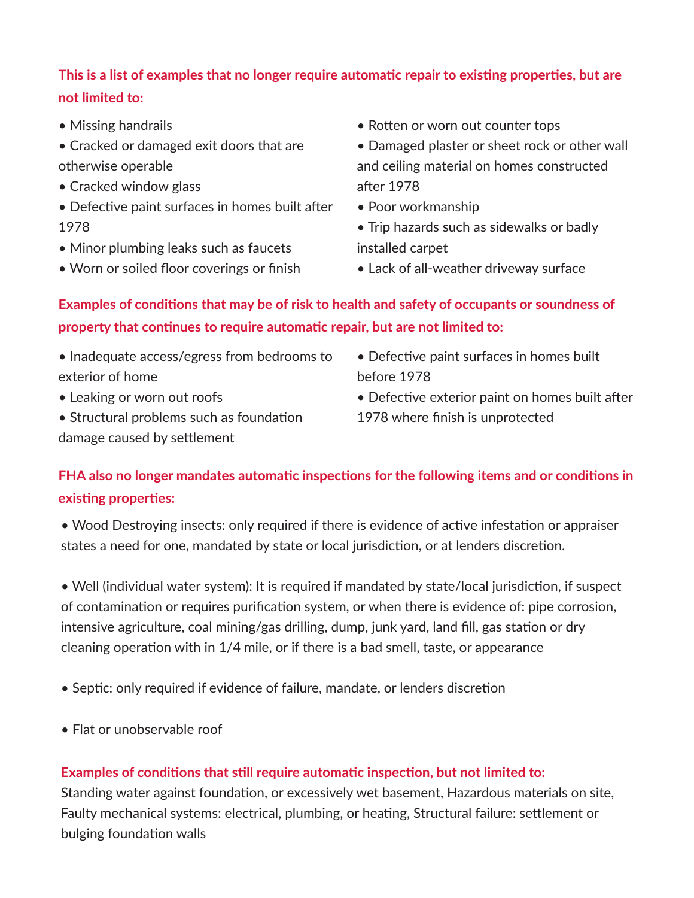**This is a list of examples that no longer require automatic repair to existing properties, but are not limited to:**

- Missing handrails
- Cracked or damaged exit doors that are otherwise operable
- Cracked window glass
- Defective paint surfaces in homes built after 1978
- Minor plumbing leaks such as faucets
- Worn or soiled floor coverings or finish
- Rotten or worn out counter tops
- Damaged plaster or sheet rock or other wall and ceiling material on homes constructed after 1978
- Poor workmanship
- Trip hazards such as sidewalks or badly installed carpet
- Lack of all-weather driveway surface

**Examples of conditions that may be of risk to health and safety of occupants or soundness of property that continues to require automatic repair, but are not limited to:**

- Inadequate access/egress from bedrooms to exterior of home
- Leaking or worn out roofs
- Structural problems such as foundation damage caused by settlement
- Defective paint surfaces in homes built before 1978
- Defective exterior paint on homes built after 1978 where finish is unprotected

**FHA also no longer mandates automatic inspections for the following items and or conditions in existing properties:**

- Wood Destroying insects: only required if there is evidence of active infestation or appraiser states a need for one, mandated by state or local jurisdiction, or at lenders discretion.

- Well (individual water system): It is required if mandated by state/local jurisdiction, if suspect of contamination or requires purification system, or when there is evidence of: pipe corrosion, intensive agriculture, coal mining/gas drilling, dump, junk yard, land fill, gas station or dry cleaning operation with in 1/4 mile, or if there is a bad smell, taste, or appearance

- Septic: only required if evidence of failure, mandate, or lenders discretion

- Flat or unobservable roof

**Examples of conditions that still require automatic inspection, but not limited to:**

Standing water against foundation, or excessively wet basement, Hazardous materials on site, Faulty mechanical systems: electrical, plumbing, or heating, Structural failure: settlement or bulging foundation walls